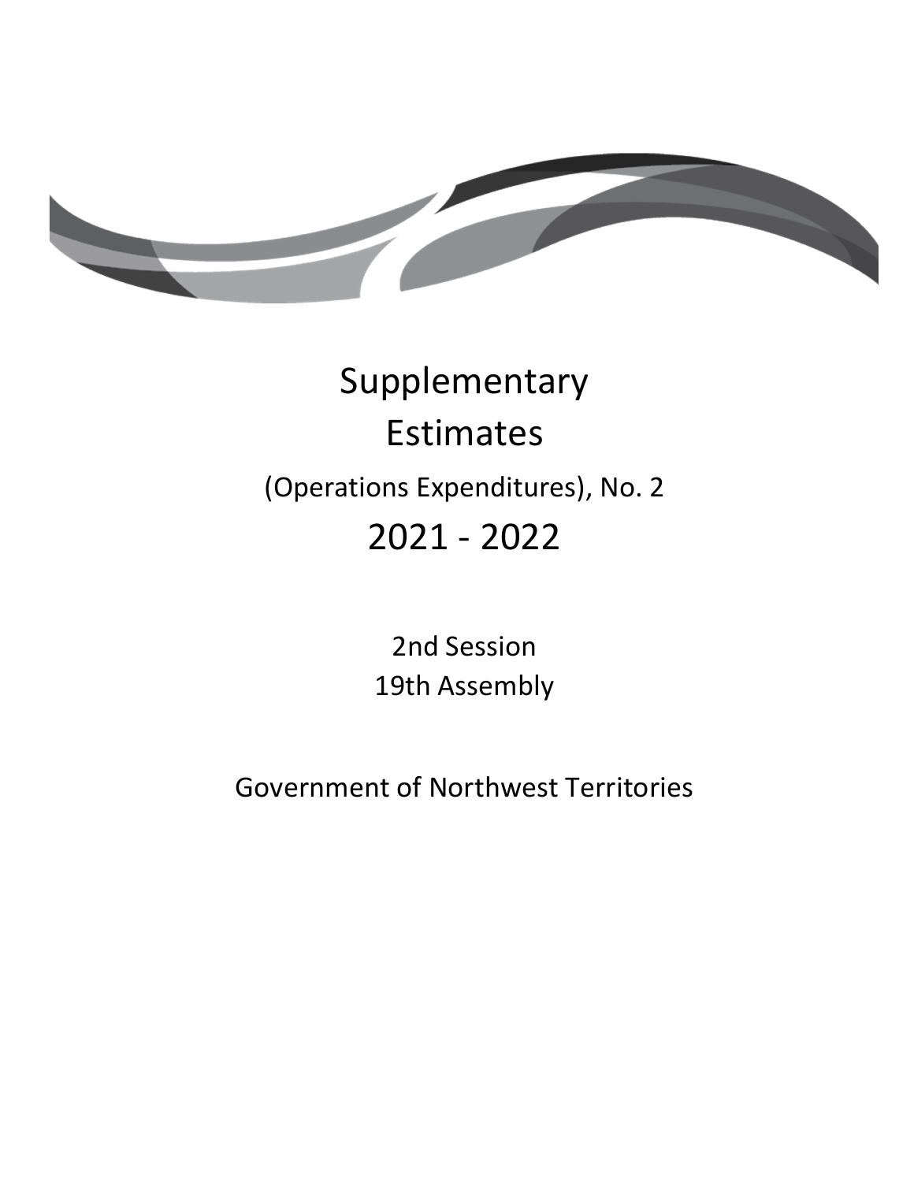# Supplementary Estimates

## (Operations Expenditures), No. 2

## 2021 - 2022

2nd Session

19th Assembly

Government of Northwest Territories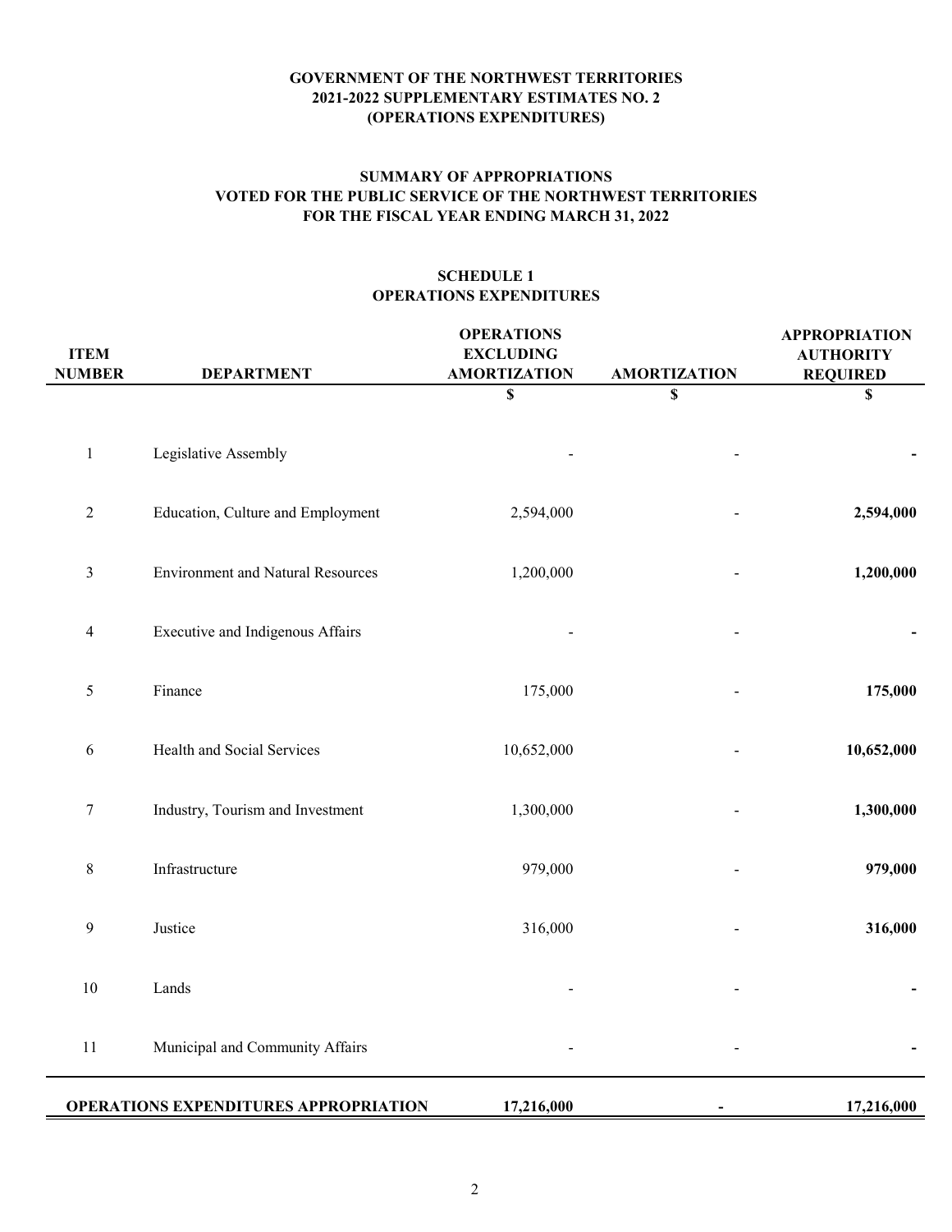**GOVERNMENT OF THE NORTHWEST TERRITORIES**
**2021-2022 SUPPLEMENTARY ESTIMATES NO. 2**
**(OPERATIONS EXPENDITURES)**

## SUMMARY OF APPROPRIATIONS
## VOTED FOR THE PUBLIC SERVICE OF THE NORTHWEST TERRITORIES
## FOR THE FISCAL YEAR ENDING MARCH 31, 2022

### SCHEDULE 1
### OPERATIONS EXPENDITURES

| ITEM NUMBER | DEPARTMENT | OPERATIONS EXCLUDING AMORTIZATION | AMORTIZATION | APPROPRIATION AUTHORITY REQUIRED |
|---|---|---|---|---|
| | | $ | $ | $ |
| 1 | Legislative Assembly | - | - | **-** |
| 2 | Education, Culture and Employment | 2,594,000 | - | **2,594,000** |
| 3 | Environment and Natural Resources | 1,200,000 | - | **1,200,000** |
| 4 | Executive and Indigenous Affairs | - | - | **-** |
| 5 | Finance | 175,000 | - | **175,000** |
| 6 | Health and Social Services | 10,652,000 | - | **10,652,000** |
| 7 | Industry, Tourism and Investment | 1,300,000 | - | **1,300,000** |
| 8 | Infrastructure | 979,000 | - | **979,000** |
| 9 | Justice | 316,000 | - | **316,000** |
| 10 | Lands | - | - | **-** |
| 11 | Municipal and Community Affairs | - | - | **-** |
| | **OPERATIONS EXPENDITURES APPROPRIATION** | **17,216,000** | **-** | **17,216,000** |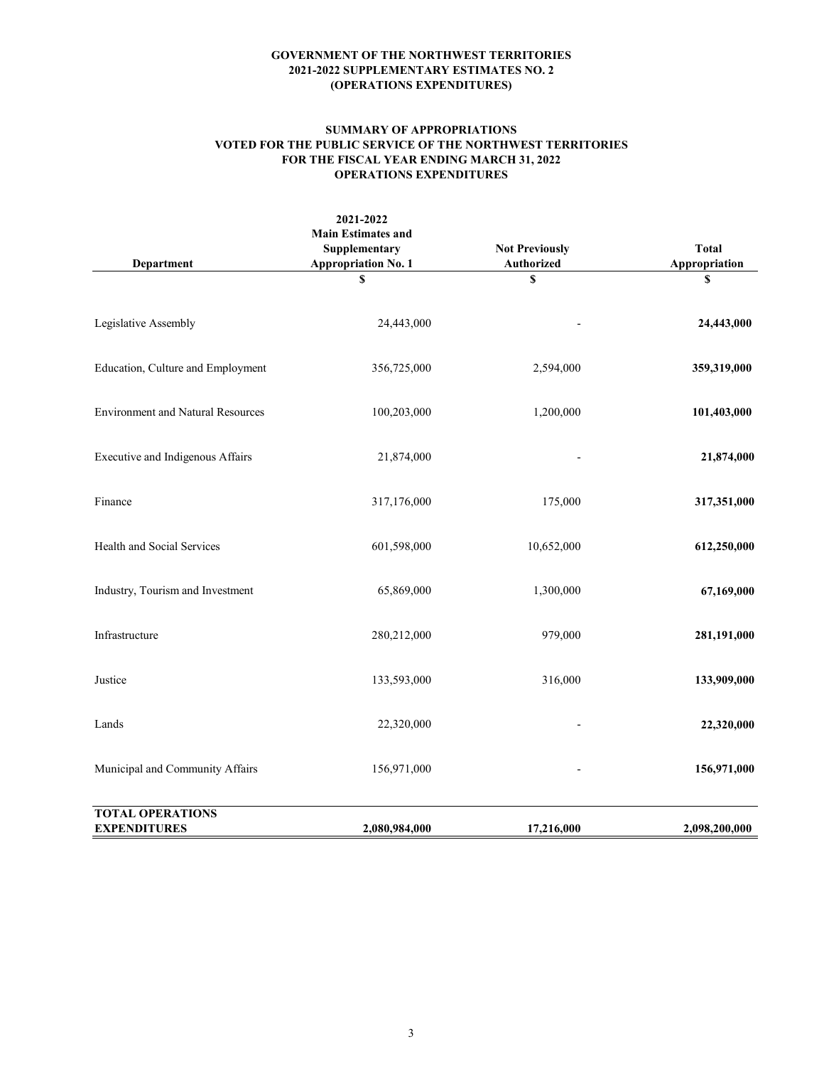**GOVERNMENT OF THE NORTHWEST TERRITORIES**
**2021-2022 SUPPLEMENTARY ESTIMATES NO. 2**
**(OPERATIONS EXPENDITURES)**

**SUMMARY OF APPROPRIATIONS**
**VOTED FOR THE PUBLIC SERVICE OF THE NORTHWEST TERRITORIES**
**FOR THE FISCAL YEAR ENDING MARCH 31, 2022**
**OPERATIONS EXPENDITURES**

| Department | 2021-2022 Main Estimates and Supplementary Appropriation No. 1 | Not Previously Authorized | Total Appropriation |
|---|---|---|---|
| | $ | $ | $ |
| Legislative Assembly | 24,443,000 | - | **24,443,000** |
| Education, Culture and Employment | 356,725,000 | 2,594,000 | **359,319,000** |
| Environment and Natural Resources | 100,203,000 | 1,200,000 | **101,403,000** |
| Executive and Indigenous Affairs | 21,874,000 | - | **21,874,000** |
| Finance | 317,176,000 | 175,000 | **317,351,000** |
| Health and Social Services | 601,598,000 | 10,652,000 | **612,250,000** |
| Industry, Tourism and Investment | 65,869,000 | 1,300,000 | **67,169,000** |
| Infrastructure | 280,212,000 | 979,000 | **281,191,000** |
| Justice | 133,593,000 | 316,000 | **133,909,000** |
| Lands | 22,320,000 | - | **22,320,000** |
| Municipal and Community Affairs | 156,971,000 | - | **156,971,000** |
| **TOTAL OPERATIONS EXPENDITURES** | **2,080,984,000** | **17,216,000** | **2,098,200,000** |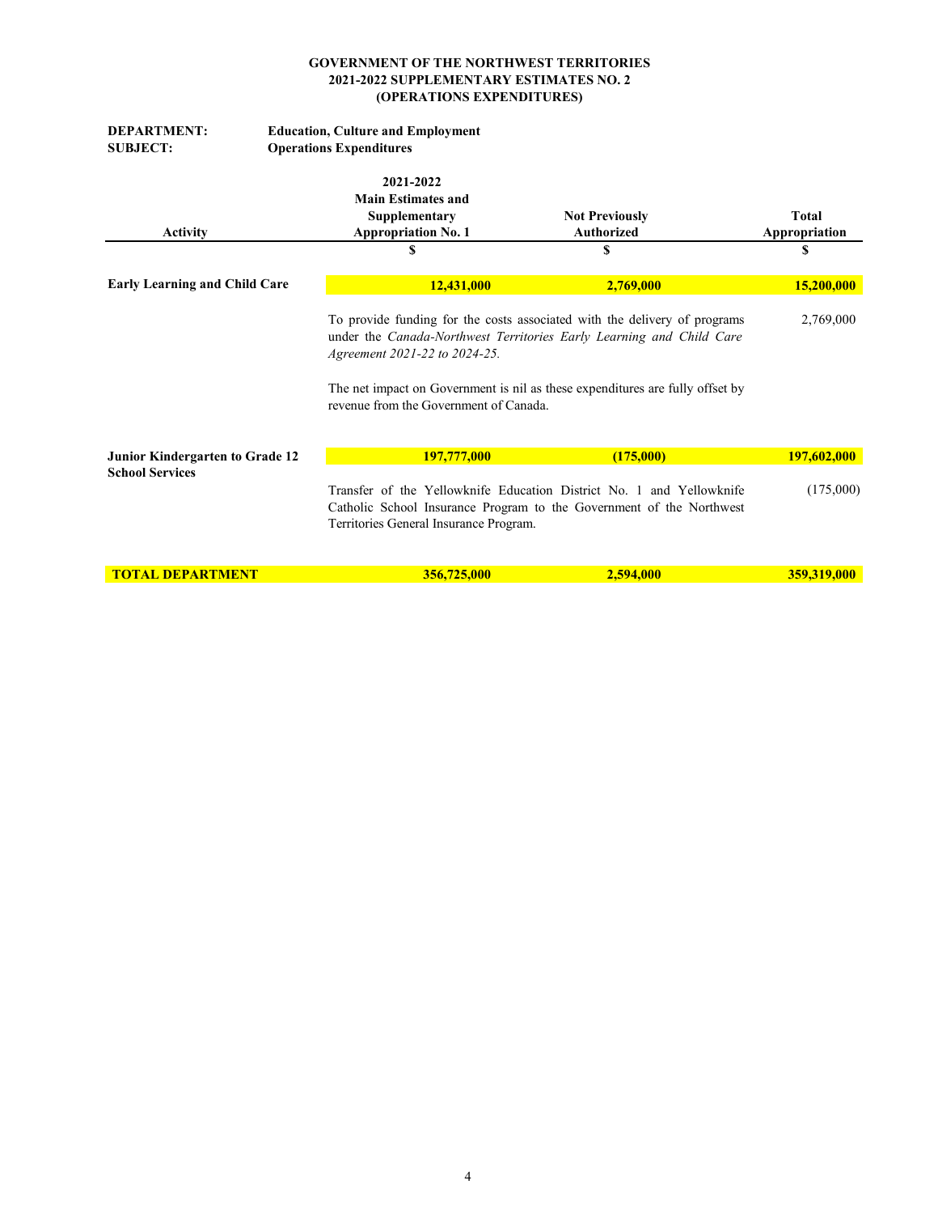**GOVERNMENT OF THE NORTHWEST TERRITORIES**
**2021-2022 SUPPLEMENTARY ESTIMATES NO. 2**
**(OPERATIONS EXPENDITURES)**

**DEPARTMENT:** **Education, Culture and Employment**
**SUBJECT:** **Operations Expenditures**

| Activity | 2021-2022 Main Estimates and Supplementary Appropriation No. 1 | Not Previously Authorized | Total Appropriation |
|---|---|---|---|
| | $ | $ | $ |
| **Early Learning and Child Care** | **12,431,000** | **2,769,000** | **15,200,000** |
| | To provide funding for the costs associated with the delivery of programs under the *Canada-Northwest Territories Early Learning and Child Care Agreement 2021-22 to 2024-25.* | | 2,769,000 |
| | The net impact on Government is nil as these expenditures are fully offset by revenue from the Government of Canada. | | |
| **Junior Kindergarten to Grade 12 School Services** | **197,777,000** | **(175,000)** | **197,602,000** |
| | Transfer of the Yellowknife Education District No. 1 and Yellowknife Catholic School Insurance Program to the Government of the Northwest Territories General Insurance Program. | | (175,000) |
| **TOTAL DEPARTMENT** | **356,725,000** | **2,594,000** | **359,319,000** |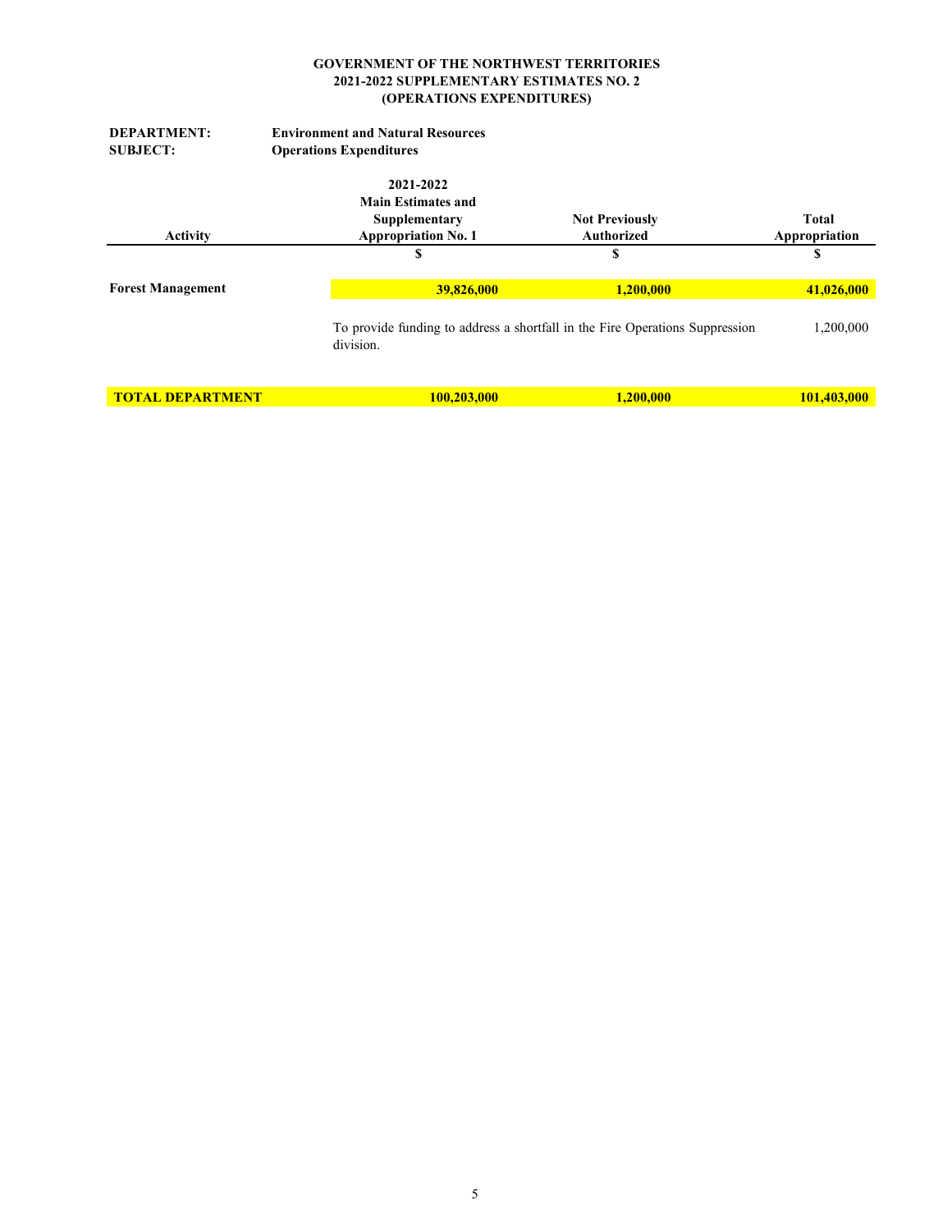**GOVERNMENT OF THE NORTHWEST TERRITORIES**
**2021-2022 SUPPLEMENTARY ESTIMATES NO. 2**
**(OPERATIONS EXPENDITURES)**

**DEPARTMENT:** Environment and Natural Resources
**SUBJECT:** Operations Expenditures

| Activity | 2021-2022 Main Estimates and Supplementary Appropriation No. 1 | Not Previously Authorized | Total Appropriation |
|---|---|---|---|
| | $ | $ | $ |
| **Forest Management** | **39,826,000** | **1,200,000** | **41,026,000** |
| | To provide funding to address a shortfall in the Fire Operations Suppression division. | | 1,200,000 |
| **TOTAL DEPARTMENT** | **100,203,000** | **1,200,000** | **101,403,000** |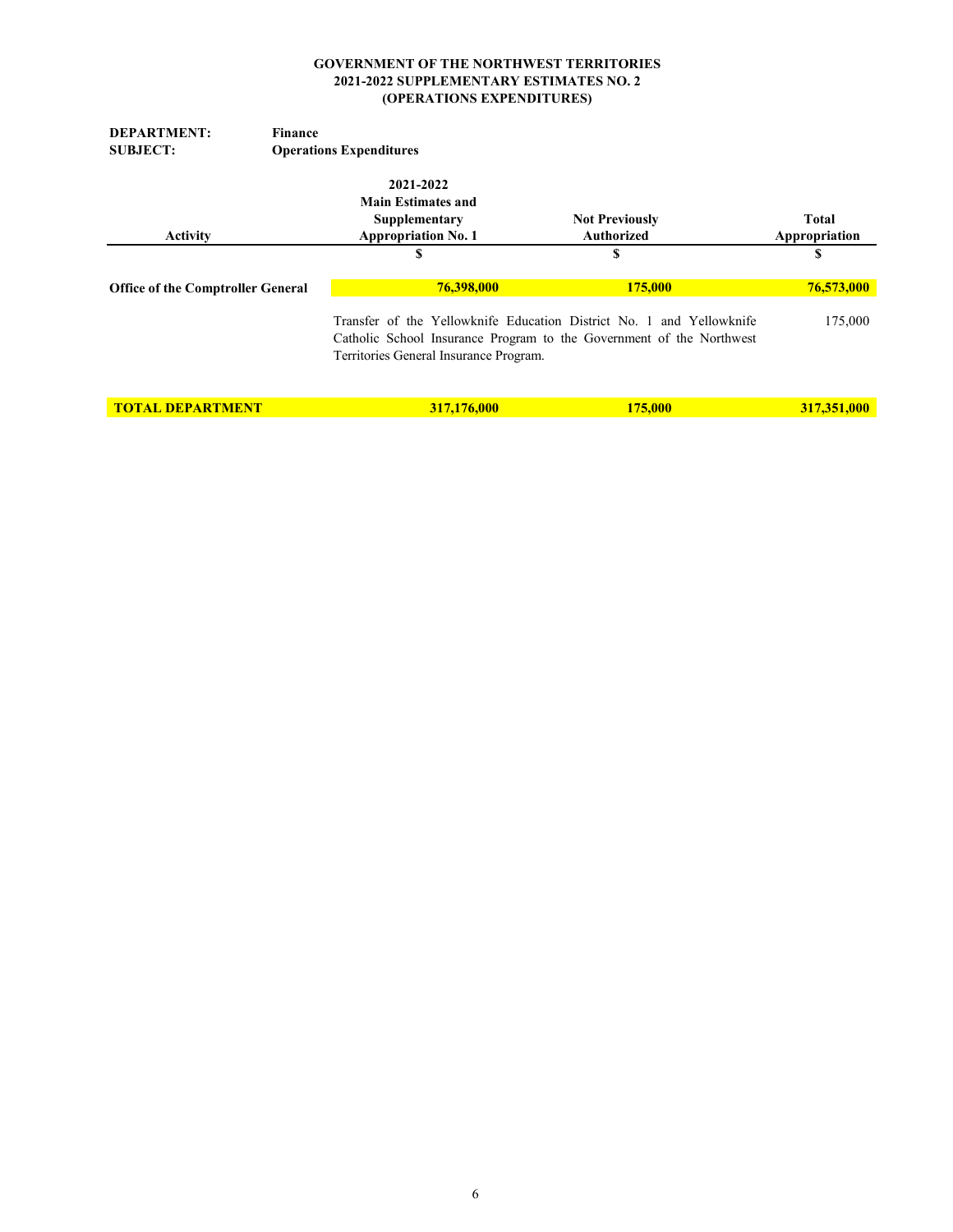**GOVERNMENT OF THE NORTHWEST TERRITORIES**
**2021-2022 SUPPLEMENTARY ESTIMATES NO. 2**
**(OPERATIONS EXPENDITURES)**

**DEPARTMENT:** **Finance**
**SUBJECT:** **Operations Expenditures**

| Activity | 2021-2022 Main Estimates and Supplementary Appropriation No. 1 | Not Previously Authorized | Total Appropriation |
|---|---|---|---|
| | $ | $ | $ |
| **Office of the Comptroller General** | **76,398,000** | **175,000** | **76,573,000** |
| | Transfer of the Yellowknife Education District No. 1 and Yellowknife Catholic School Insurance Program to the Government of the Northwest Territories General Insurance Program. | | 175,000 |
| **TOTAL DEPARTMENT** | **317,176,000** | **175,000** | **317,351,000** |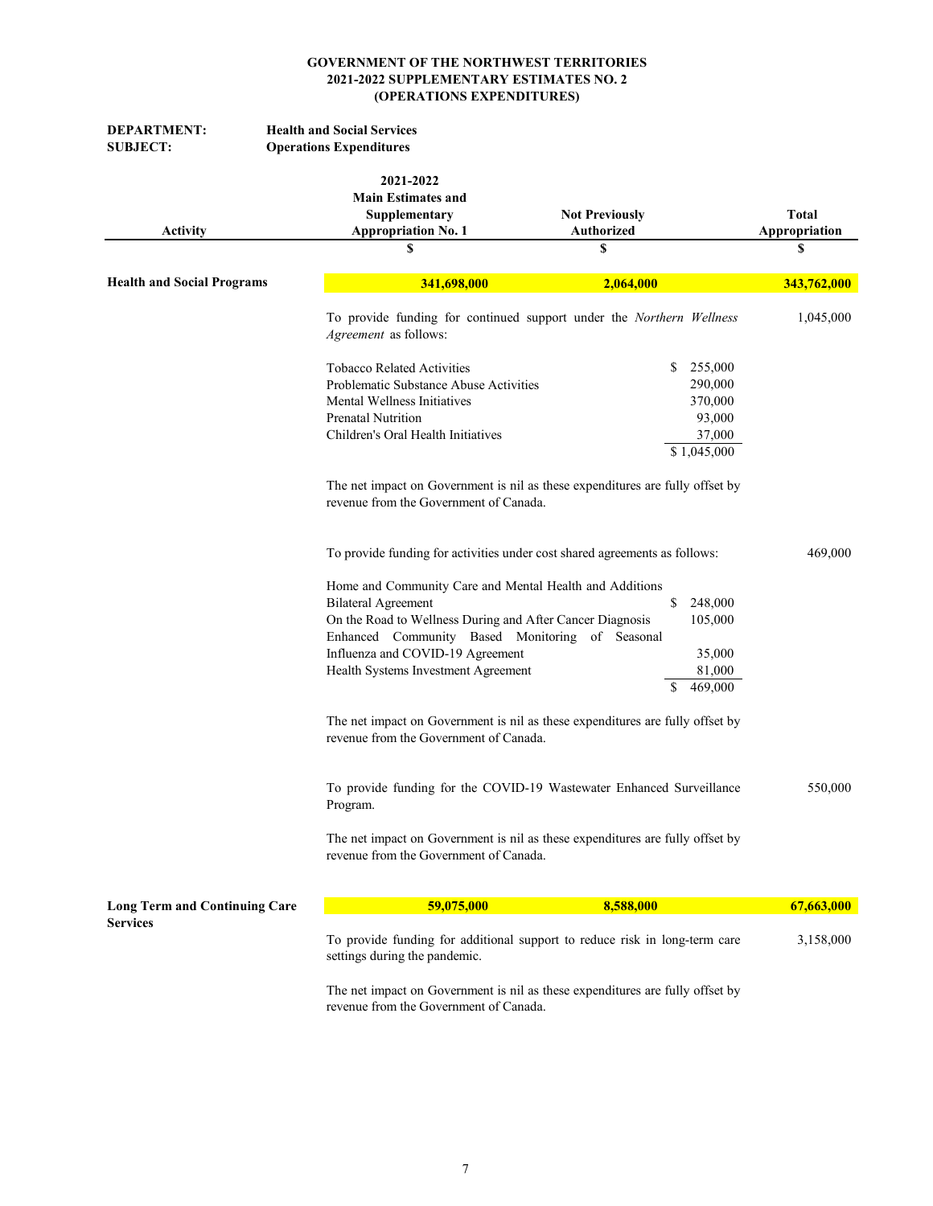**GOVERNMENT OF THE NORTHWEST TERRITORIES**
**2021-2022 SUPPLEMENTARY ESTIMATES NO. 2**
**(OPERATIONS EXPENDITURES)**

**DEPARTMENT:** **Health and Social Services**
**SUBJECT:** **Operations Expenditures**

| Activity | 2021-2022 Main Estimates and Supplementary Appropriation No. 1 | Not Previously Authorized | Total Appropriation |
|---|---|---|---|
| | $ | $ | $ |
| **Health and Social Programs** | **341,698,000** | **2,064,000** | **343,762,000** |

To provide funding for continued support under the *Northern Wellness Agreement* as follows: — 1,045,000

| | |
|---|---|
| Tobacco Related Activities | $ 255,000 |
| Problematic Substance Abuse Activities | 290,000 |
| Mental Wellness Initiatives | 370,000 |
| Prenatal Nutrition | 93,000 |
| Children's Oral Health Initiatives | 37,000 |
| | $ 1,045,000 |

The net impact on Government is nil as these expenditures are fully offset by revenue from the Government of Canada.

To provide funding for activities under cost shared agreements as follows: — 469,000

| | |
|---|---|
| Home and Community Care and Mental Health and Additions Bilateral Agreement | $ 248,000 |
| On the Road to Wellness During and After Cancer Diagnosis | 105,000 |
| Enhanced Community Based Monitoring of Seasonal Influenza and COVID-19 Agreement | 35,000 |
| Health Systems Investment Agreement | 81,000 |
| | $ 469,000 |

The net impact on Government is nil as these expenditures are fully offset by revenue from the Government of Canada.

To provide funding for the COVID-19 Wastewater Enhanced Surveillance Program. — 550,000

The net impact on Government is nil as these expenditures are fully offset by revenue from the Government of Canada.

| Activity | 2021-2022 Main Estimates and Supplementary Appropriation No. 1 | Not Previously Authorized | Total Appropriation |
|---|---|---|---|
| **Long Term and Continuing Care Services** | **59,075,000** | **8,588,000** | **67,663,000** |

To provide funding for additional support to reduce risk in long-term care settings during the pandemic. — 3,158,000

The net impact on Government is nil as these expenditures are fully offset by revenue from the Government of Canada.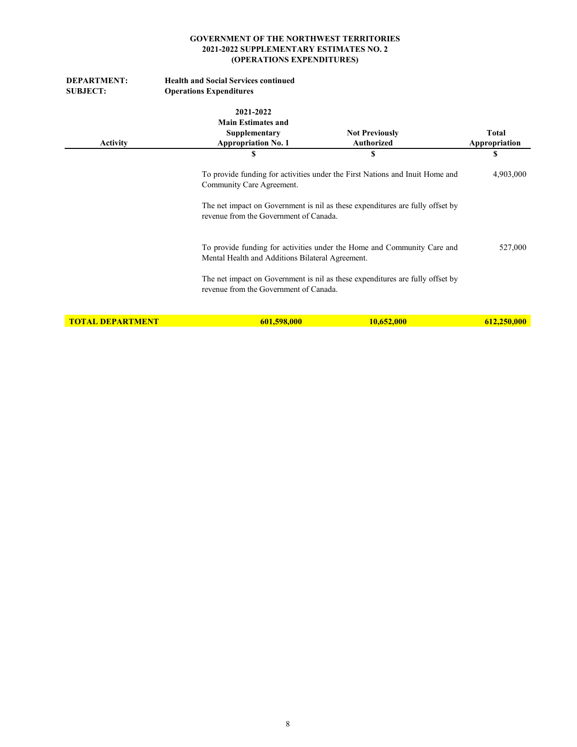**GOVERNMENT OF THE NORTHWEST TERRITORIES**
**2021-2022 SUPPLEMENTARY ESTIMATES NO. 2**
**(OPERATIONS EXPENDITURES)**

**DEPARTMENT:** **Health and Social Services continued**
**SUBJECT:** **Operations Expenditures**

| Activity | 2021-2022 Main Estimates and Supplementary Appropriation No. 1 | Not Previously Authorized | Total Appropriation |
|---|---|---|---|
| | $ | $ | $ |
| | To provide funding for activities under the First Nations and Inuit Home and Community Care Agreement. | | 4,903,000 |
| | The net impact on Government is nil as these expenditures are fully offset by revenue from the Government of Canada. | | |
| | To provide funding for activities under the Home and Community Care and Mental Health and Additions Bilateral Agreement. | | 527,000 |
| | The net impact on Government is nil as these expenditures are fully offset by revenue from the Government of Canada. | | |
| **TOTAL DEPARTMENT** | **601,598,000** | **10,652,000** | **612,250,000** |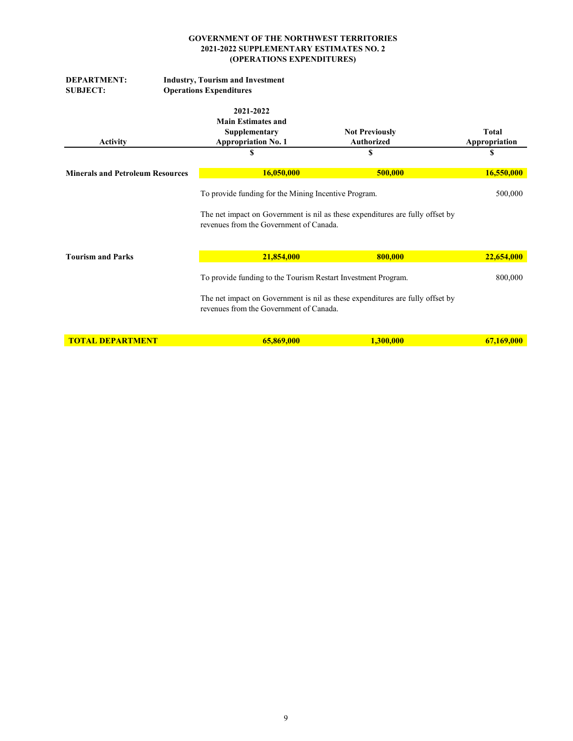**GOVERNMENT OF THE NORTHWEST TERRITORIES**
**2021-2022 SUPPLEMENTARY ESTIMATES NO. 2**
**(OPERATIONS EXPENDITURES)**

**DEPARTMENT:** **Industry, Tourism and Investment**
**SUBJECT:** **Operations Expenditures**

| Activity | 2021-2022 Main Estimates and Supplementary Appropriation No. 1 | Not Previously Authorized | Total Appropriation |
|---|---|---|---|
| | $ | $ | $ |
| **Minerals and Petroleum Resources** | **16,050,000** | **500,000** | **16,550,000** |
| | To provide funding for the Mining Incentive Program. | | 500,000 |
| | The net impact on Government is nil as these expenditures are fully offset by revenues from the Government of Canada. | | |
| **Tourism and Parks** | **21,854,000** | **800,000** | **22,654,000** |
| | To provide funding to the Tourism Restart Investment Program. | | 800,000 |
| | The net impact on Government is nil as these expenditures are fully offset by revenues from the Government of Canada. | | |
| **TOTAL DEPARTMENT** | **65,869,000** | **1,300,000** | **67,169,000** |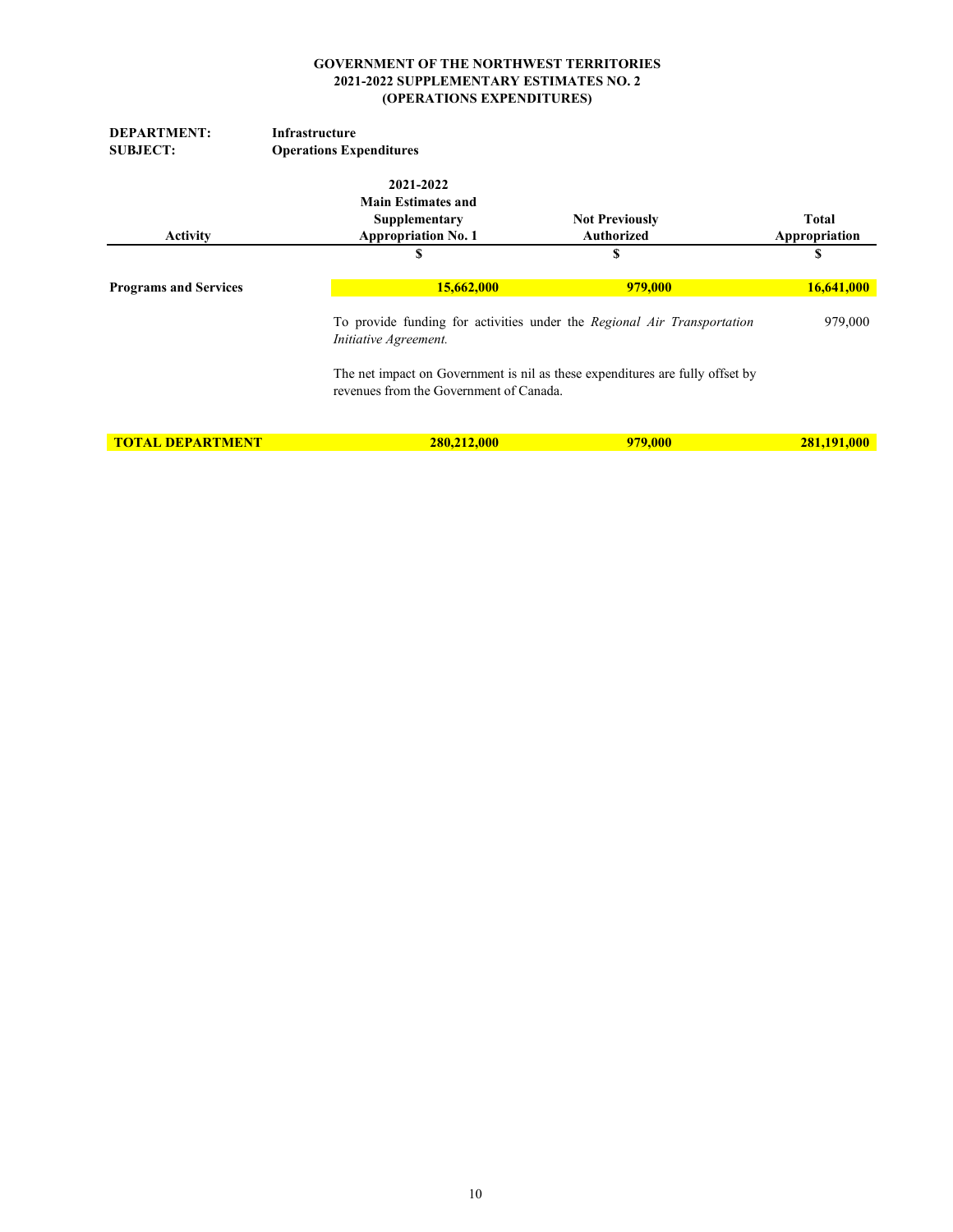**GOVERNMENT OF THE NORTHWEST TERRITORIES**
**2021-2022 SUPPLEMENTARY ESTIMATES NO. 2**
**(OPERATIONS EXPENDITURES)**

**DEPARTMENT:** **Infrastructure**
**SUBJECT:** **Operations Expenditures**

| Activity | 2021-2022 Main Estimates and Supplementary Appropriation No. 1 | Not Previously Authorized | Total Appropriation |
|---|---|---|---|
| | $ | $ | $ |
| **Programs and Services** | **15,662,000** | **979,000** | **16,641,000** |
| | To provide funding for activities under the *Regional Air Transportation Initiative Agreement.* | | 979,000 |
| | The net impact on Government is nil as these expenditures are fully offset by revenues from the Government of Canada. | | |
| **TOTAL DEPARTMENT** | **280,212,000** | **979,000** | **281,191,000** |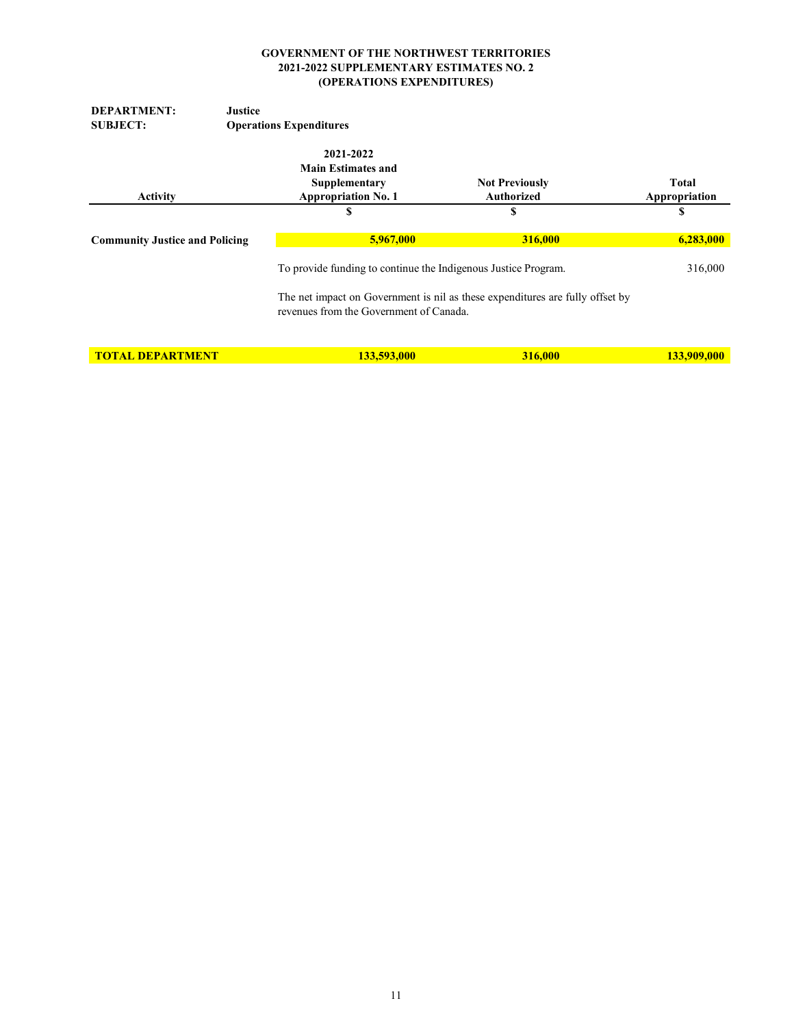**GOVERNMENT OF THE NORTHWEST TERRITORIES**
**2021-2022 SUPPLEMENTARY ESTIMATES NO. 2**
**(OPERATIONS EXPENDITURES)**

**DEPARTMENT:** **Justice**
**SUBJECT:** **Operations Expenditures**

| Activity | 2021-2022 Main Estimates and Supplementary Appropriation No. 1 | Not Previously Authorized | Total Appropriation |
|---|---|---|---|
| | $ | $ | $ |
| **Community Justice and Policing** | **5,967,000** | **316,000** | **6,283,000** |
| | To provide funding to continue the Indigenous Justice Program. | | 316,000 |
| | The net impact on Government is nil as these expenditures are fully offset by revenues from the Government of Canada. | | |
| **TOTAL DEPARTMENT** | **133,593,000** | **316,000** | **133,909,000** |